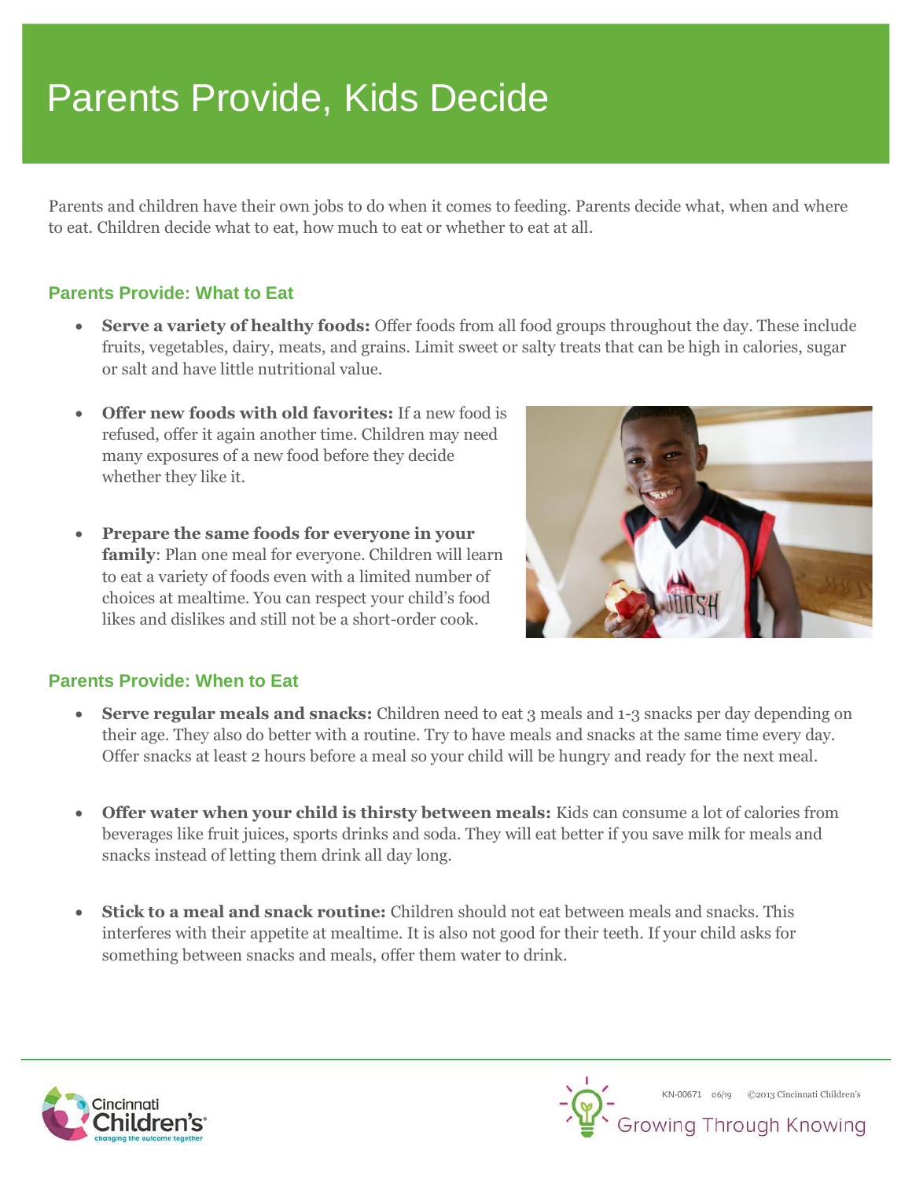# Parents Provide, Kids Decide

Parents and children have their own jobs to do when it comes to feeding. Parents decide what, when and where to eat. Children decide what to eat, how much to eat or whether to eat at all.

## Parents Provide: What to Eat

- **Serve a variety of healthy foods:** Offer foods from all food groups throughout the day. These include fruits, vegetables, dairy, meats, and grains. Limit sweet or salty treats that can be high in calories, sugar or salt and have little nutritional value.

- **Offer new foods with old favorites:** If a new food is refused, offer it again another time. Children may need many exposures of a new food before they decide whether they like it.

- **Prepare the same foods for everyone in your family**: Plan one meal for everyone. Children will learn to eat a variety of foods even with a limited number of choices at mealtime. You can respect your child's food likes and dislikes and still not be a short-order cook.

## Parents Provide: When to Eat

- **Serve regular meals and snacks:** Children need to eat 3 meals and 1-3 snacks per day depending on their age. They also do better with a routine. Try to have meals and snacks at the same time every day. Offer snacks at least 2 hours before a meal so your child will be hungry and ready for the next meal.

- **Offer water when your child is thirsty between meals:** Kids can consume a lot of calories from beverages like fruit juices, sports drinks and soda. They will eat better if you save milk for meals and snacks instead of letting them drink all day long.

- **Stick to a meal and snack routine:** Children should not eat between meals and snacks. This interferes with their appetite at mealtime. It is also not good for their teeth. If your child asks for something between snacks and meals, offer them water to drink.

KN-00671 06/19 ©2013 Cincinnati Children's

Growing Through Knowing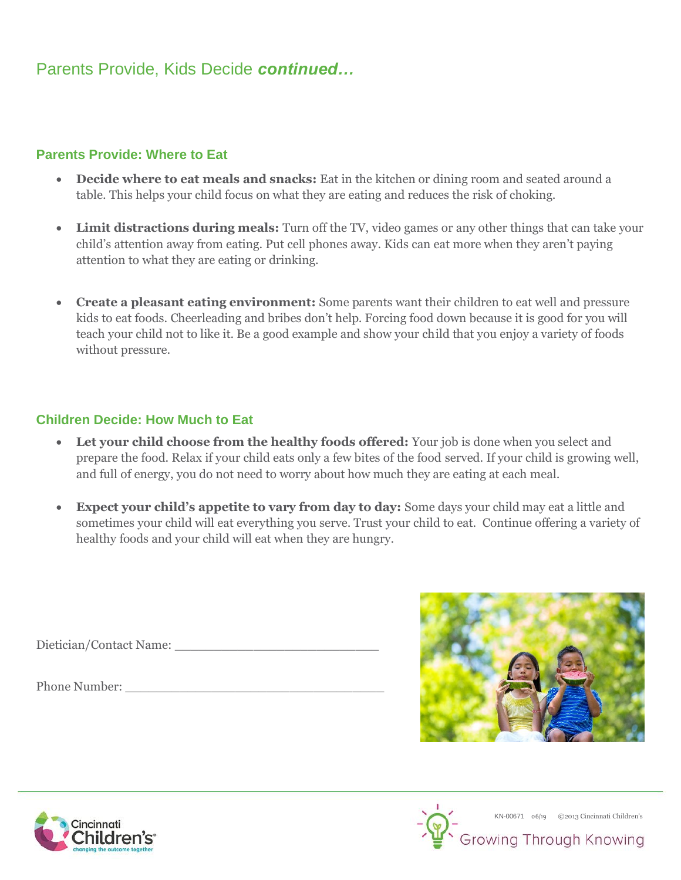## Parents Provide, Kids Decide *continued…*

### Parents Provide: Where to Eat

- **Decide where to eat meals and snacks:** Eat in the kitchen or dining room and seated around a table. This helps your child focus on what they are eating and reduces the risk of choking.
- **Limit distractions during meals:** Turn off the TV, video games or any other things that can take your child's attention away from eating. Put cell phones away. Kids can eat more when they aren't paying attention to what they are eating or drinking.
- **Create a pleasant eating environment:** Some parents want their children to eat well and pressure kids to eat foods. Cheerleading and bribes don't help. Forcing food down because it is good for you will teach your child not to like it. Be a good example and show your child that you enjoy a variety of foods without pressure.

### Children Decide: How Much to Eat

- **Let your child choose from the healthy foods offered:** Your job is done when you select and prepare the food. Relax if your child eats only a few bites of the food served. If your child is growing well, and full of energy, you do not need to worry about how much they are eating at each meal.
- **Expect your child's appetite to vary from day to day:** Some days your child may eat a little and sometimes your child will eat everything you serve. Trust your child to eat. Continue offering a variety of healthy foods and your child will eat when they are hungry.

Dietician/Contact Name: ____________________________

Phone Number: ___________________________________

KN-00671 06/19 ©2013 Cincinnati Children's

Growing Through Knowing